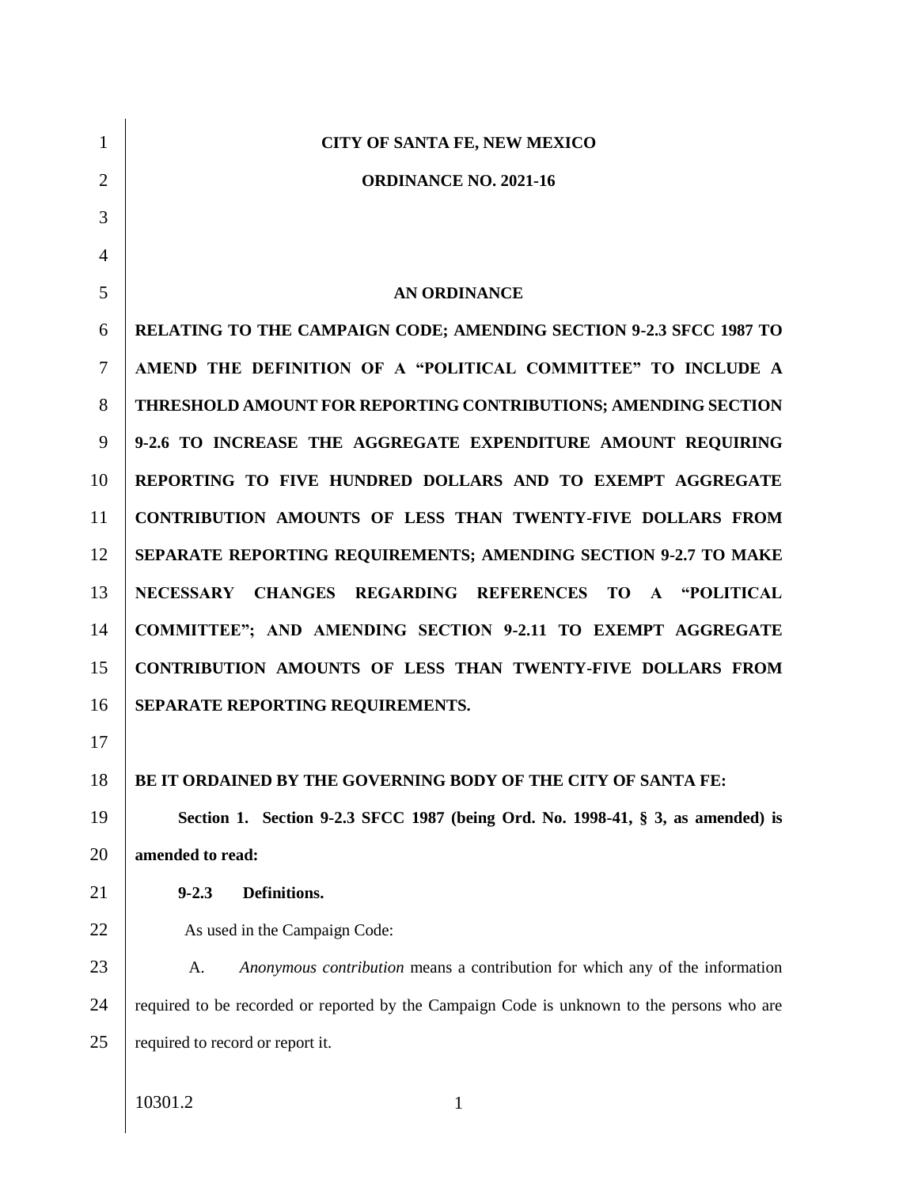**CITY OF SANTA FE, NEW MEXICO**

**ORDINANCE NO. 2021-16**

**AN ORDINANCE**

**RELATING TO THE CAMPAIGN CODE; AMENDING SECTION 9-2.3 SFCC 1987 TO AMEND THE DEFINITION OF A "POLITICAL COMMITTEE" TO INCLUDE A THRESHOLD AMOUNT FOR REPORTING CONTRIBUTIONS; AMENDING SECTION 9-2.6 TO INCREASE THE AGGREGATE EXPENDITURE AMOUNT REQUIRING REPORTING TO FIVE HUNDRED DOLLARS AND TO EXEMPT AGGREGATE CONTRIBUTION AMOUNTS OF LESS THAN TWENTY-FIVE DOLLARS FROM SEPARATE REPORTING REQUIREMENTS; AMENDING SECTION 9-2.7 TO MAKE NECESSARY CHANGES REGARDING REFERENCES TO A "POLITICAL COMMITTEE"; AND AMENDING SECTION 9-2.11 TO EXEMPT AGGREGATE CONTRIBUTION AMOUNTS OF LESS THAN TWENTY-FIVE DOLLARS FROM SEPARATE REPORTING REQUIREMENTS.**

**BE IT ORDAINED BY THE GOVERNING BODY OF THE CITY OF SANTA FE:**

**Section 1. Section 9-2.3 SFCC 1987 (being Ord. No. 1998-41, § 3, as amended) is amended to read:**

**9-2.3 Definitions.**

As used in the Campaign Code:

A. *Anonymous contribution* means a contribution for which any of the information required to be recorded or reported by the Campaign Code is unknown to the persons who are required to record or report it.

10301.2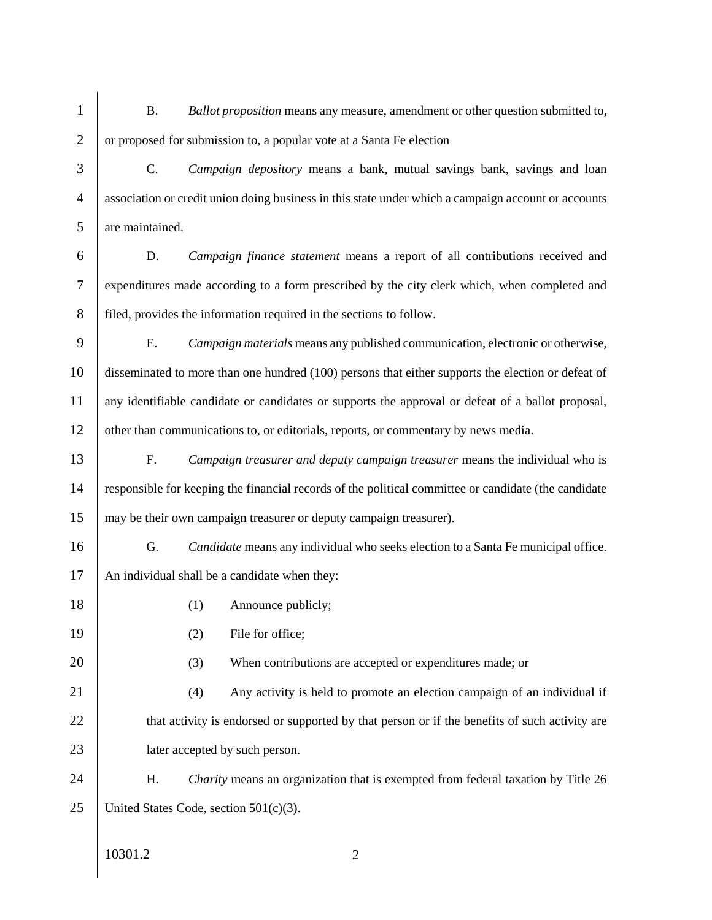B. *Ballot proposition* means any measure, amendment or other question submitted to, or proposed for submission to, a popular vote at a Santa Fe election

C. *Campaign depository* means a bank, mutual savings bank, savings and loan association or credit union doing business in this state under which a campaign account or accounts are maintained.

D. *Campaign finance statement* means a report of all contributions received and expenditures made according to a form prescribed by the city clerk which, when completed and filed, provides the information required in the sections to follow.

E. *Campaign materials* means any published communication, electronic or otherwise, disseminated to more than one hundred (100) persons that either supports the election or defeat of any identifiable candidate or candidates or supports the approval or defeat of a ballot proposal, other than communications to, or editorials, reports, or commentary by news media.

F. *Campaign treasurer and deputy campaign treasurer* means the individual who is responsible for keeping the financial records of the political committee or candidate (the candidate may be their own campaign treasurer or deputy campaign treasurer).

G. *Candidate* means any individual who seeks election to a Santa Fe municipal office. An individual shall be a candidate when they:

(1) Announce publicly;

(2) File for office;

(3) When contributions are accepted or expenditures made; or

(4) Any activity is held to promote an election campaign of an individual if that activity is endorsed or supported by that person or if the benefits of such activity are later accepted by such person.

H. *Charity* means an organization that is exempted from federal taxation by Title 26 United States Code, section 501(c)(3).

10301.2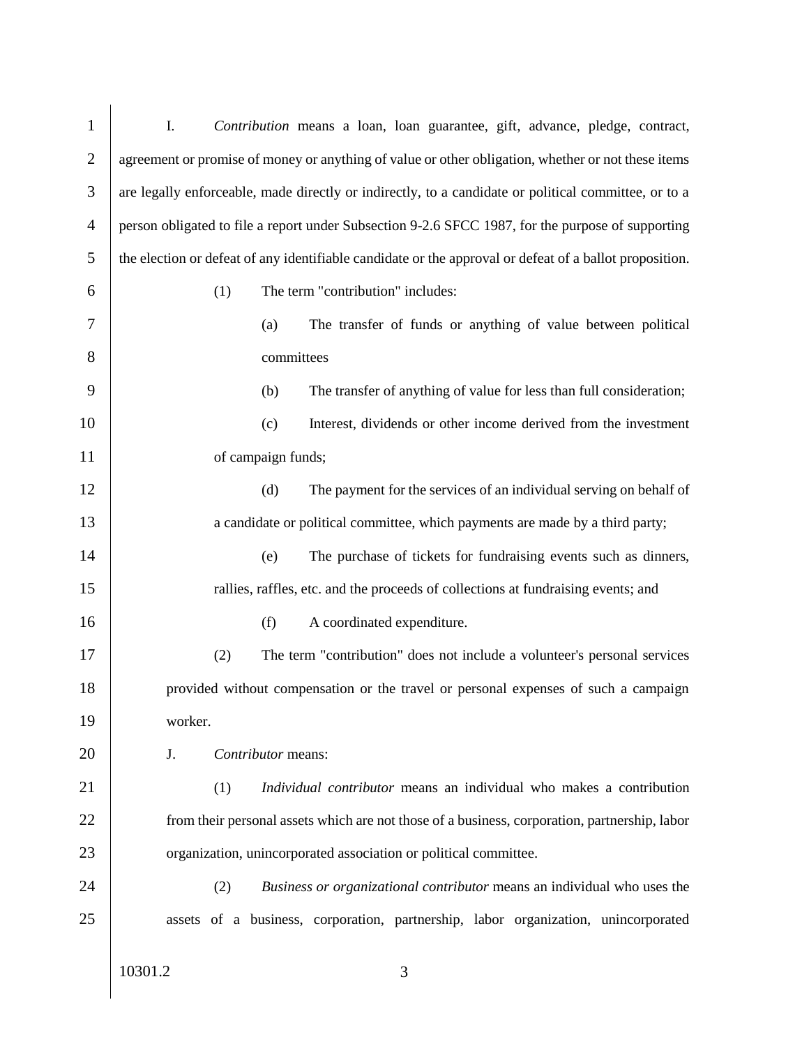I. *Contribution* means a loan, loan guarantee, gift, advance, pledge, contract, agreement or promise of money or anything of value or other obligation, whether or not these items are legally enforceable, made directly or indirectly, to a candidate or political committee, or to a person obligated to file a report under Subsection 9-2.6 SFCC 1987, for the purpose of supporting the election or defeat of any identifiable candidate or the approval or defeat of a ballot proposition.

(1) The term "contribution" includes:

(a) The transfer of funds or anything of value between political committees

(b) The transfer of anything of value for less than full consideration;

(c) Interest, dividends or other income derived from the investment of campaign funds;

(d) The payment for the services of an individual serving on behalf of a candidate or political committee, which payments are made by a third party;

(e) The purchase of tickets for fundraising events such as dinners, rallies, raffles, etc. and the proceeds of collections at fundraising events; and

(f) A coordinated expenditure.

(2) The term "contribution" does not include a volunteer's personal services provided without compensation or the travel or personal expenses of such a campaign worker.

J. *Contributor* means:

(1) *Individual contributor* means an individual who makes a contribution from their personal assets which are not those of a business, corporation, partnership, labor organization, unincorporated association or political committee.

(2) *Business or organizational contributor* means an individual who uses the assets of a business, corporation, partnership, labor organization, unincorporated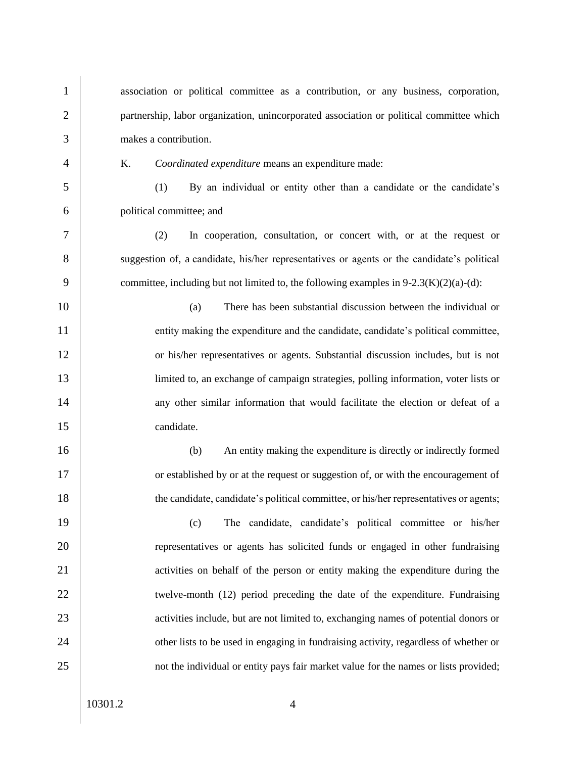association or political committee as a contribution, or any business, corporation, partnership, labor organization, unincorporated association or political committee which makes a contribution.

K. *Coordinated expenditure* means an expenditure made:

(1) By an individual or entity other than a candidate or the candidate's political committee; and

(2) In cooperation, consultation, or concert with, or at the request or suggestion of, a candidate, his/her representatives or agents or the candidate's political committee, including but not limited to, the following examples in 9-2.3(K)(2)(a)-(d):

(a) There has been substantial discussion between the individual or entity making the expenditure and the candidate, candidate's political committee, or his/her representatives or agents. Substantial discussion includes, but is not limited to, an exchange of campaign strategies, polling information, voter lists or any other similar information that would facilitate the election or defeat of a candidate.

(b) An entity making the expenditure is directly or indirectly formed or established by or at the request or suggestion of, or with the encouragement of the candidate, candidate's political committee, or his/her representatives or agents;

(c) The candidate, candidate's political committee or his/her representatives or agents has solicited funds or engaged in other fundraising activities on behalf of the person or entity making the expenditure during the twelve-month (12) period preceding the date of the expenditure. Fundraising activities include, but are not limited to, exchanging names of potential donors or other lists to be used in engaging in fundraising activity, regardless of whether or not the individual or entity pays fair market value for the names or lists provided;

10301.2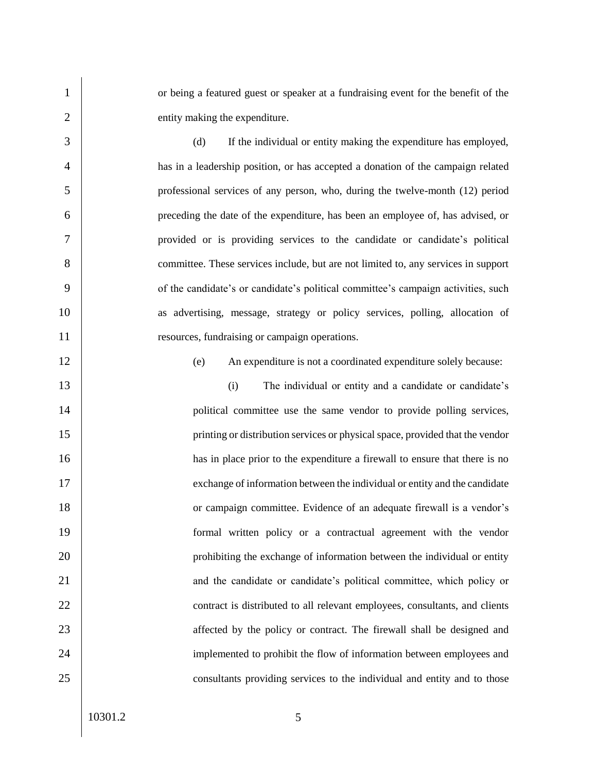or being a featured guest or speaker at a fundraising event for the benefit of the entity making the expenditure.

(d) If the individual or entity making the expenditure has employed, has in a leadership position, or has accepted a donation of the campaign related professional services of any person, who, during the twelve-month (12) period preceding the date of the expenditure, has been an employee of, has advised, or provided or is providing services to the candidate or candidate's political committee. These services include, but are not limited to, any services in support of the candidate's or candidate's political committee's campaign activities, such as advertising, message, strategy or policy services, polling, allocation of resources, fundraising or campaign operations.

(e) An expenditure is not a coordinated expenditure solely because:

(i) The individual or entity and a candidate or candidate's political committee use the same vendor to provide polling services, printing or distribution services or physical space, provided that the vendor has in place prior to the expenditure a firewall to ensure that there is no exchange of information between the individual or entity and the candidate or campaign committee. Evidence of an adequate firewall is a vendor's formal written policy or a contractual agreement with the vendor prohibiting the exchange of information between the individual or entity and the candidate or candidate's political committee, which policy or contract is distributed to all relevant employees, consultants, and clients affected by the policy or contract. The firewall shall be designed and implemented to prohibit the flow of information between employees and consultants providing services to the individual and entity and to those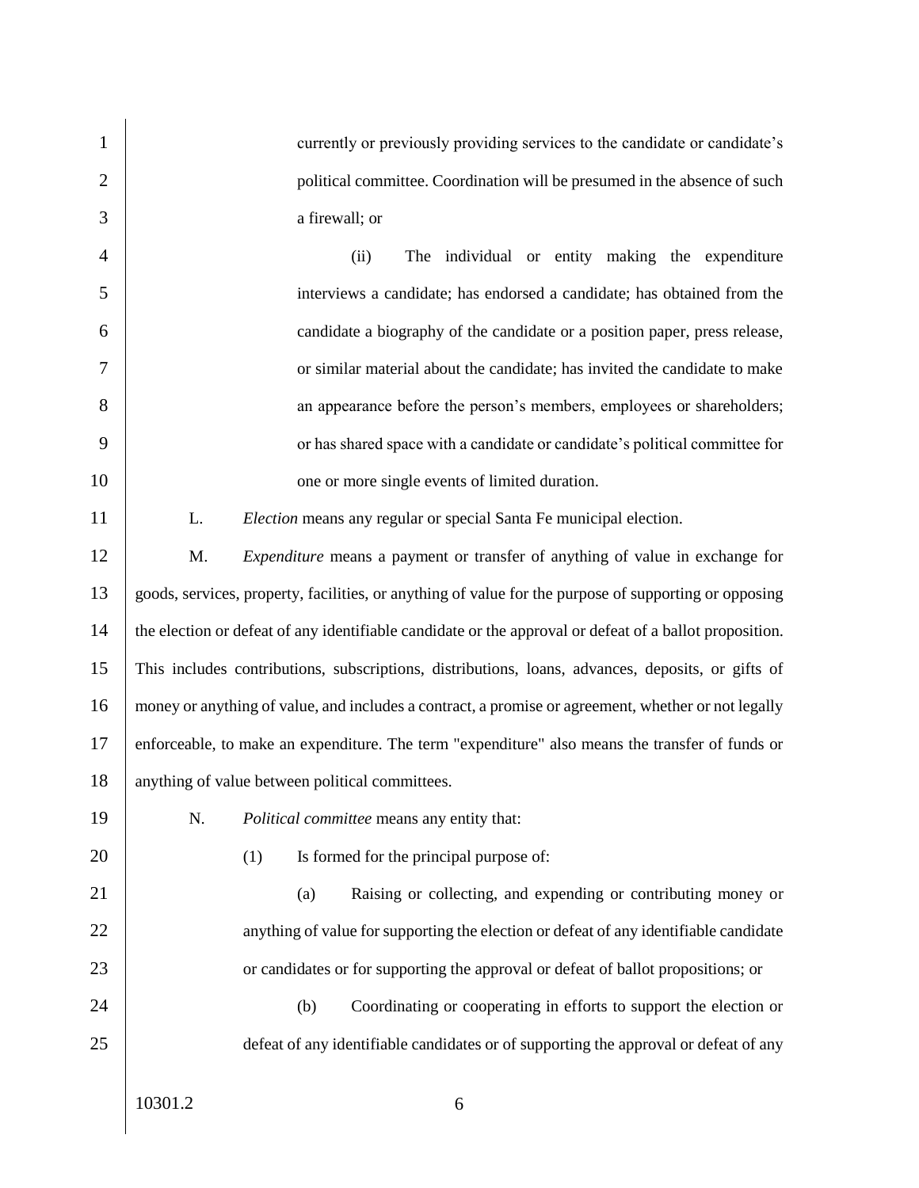currently or previously providing services to the candidate or candidate's political committee. Coordination will be presumed in the absence of such a firewall; or

(ii) The individual or entity making the expenditure interviews a candidate; has endorsed a candidate; has obtained from the candidate a biography of the candidate or a position paper, press release, or similar material about the candidate; has invited the candidate to make an appearance before the person's members, employees or shareholders; or has shared space with a candidate or candidate's political committee for one or more single events of limited duration.

L. *Election* means any regular or special Santa Fe municipal election.

M. *Expenditure* means a payment or transfer of anything of value in exchange for goods, services, property, facilities, or anything of value for the purpose of supporting or opposing the election or defeat of any identifiable candidate or the approval or defeat of a ballot proposition. This includes contributions, subscriptions, distributions, loans, advances, deposits, or gifts of money or anything of value, and includes a contract, a promise or agreement, whether or not legally enforceable, to make an expenditure. The term "expenditure" also means the transfer of funds or anything of value between political committees.

N. *Political committee* means any entity that:

(1) Is formed for the principal purpose of:

(a) Raising or collecting, and expending or contributing money or anything of value for supporting the election or defeat of any identifiable candidate or candidates or for supporting the approval or defeat of ballot propositions; or

(b) Coordinating or cooperating in efforts to support the election or defeat of any identifiable candidates or of supporting the approval or defeat of any

10301.2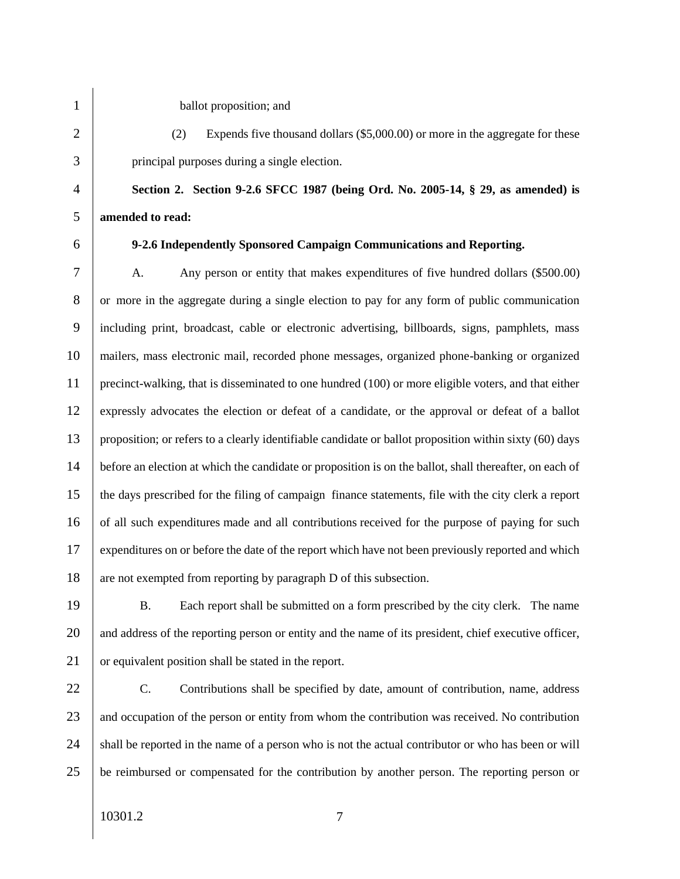ballot proposition; and

(2) Expends five thousand dollars ($5,000.00) or more in the aggregate for these principal purposes during a single election.

**Section 2. Section 9-2.6 SFCC 1987 (being Ord. No. 2005-14, § 29, as amended) is amended to read:**

**9-2.6 Independently Sponsored Campaign Communications and Reporting.**

A. Any person or entity that makes expenditures of five hundred dollars ($500.00) or more in the aggregate during a single election to pay for any form of public communication including print, broadcast, cable or electronic advertising, billboards, signs, pamphlets, mass mailers, mass electronic mail, recorded phone messages, organized phone-banking or organized precinct-walking, that is disseminated to one hundred (100) or more eligible voters, and that either expressly advocates the election or defeat of a candidate, or the approval or defeat of a ballot proposition; or refers to a clearly identifiable candidate or ballot proposition within sixty (60) days before an election at which the candidate or proposition is on the ballot, shall thereafter, on each of the days prescribed for the filing of campaign finance statements, file with the city clerk a report of all such expenditures made and all contributions received for the purpose of paying for such expenditures on or before the date of the report which have not been previously reported and which are not exempted from reporting by paragraph D of this subsection.

B. Each report shall be submitted on a form prescribed by the city clerk. The name and address of the reporting person or entity and the name of its president, chief executive officer, or equivalent position shall be stated in the report.

C. Contributions shall be specified by date, amount of contribution, name, address and occupation of the person or entity from whom the contribution was received. No contribution shall be reported in the name of a person who is not the actual contributor or who has been or will be reimbursed or compensated for the contribution by another person. The reporting person or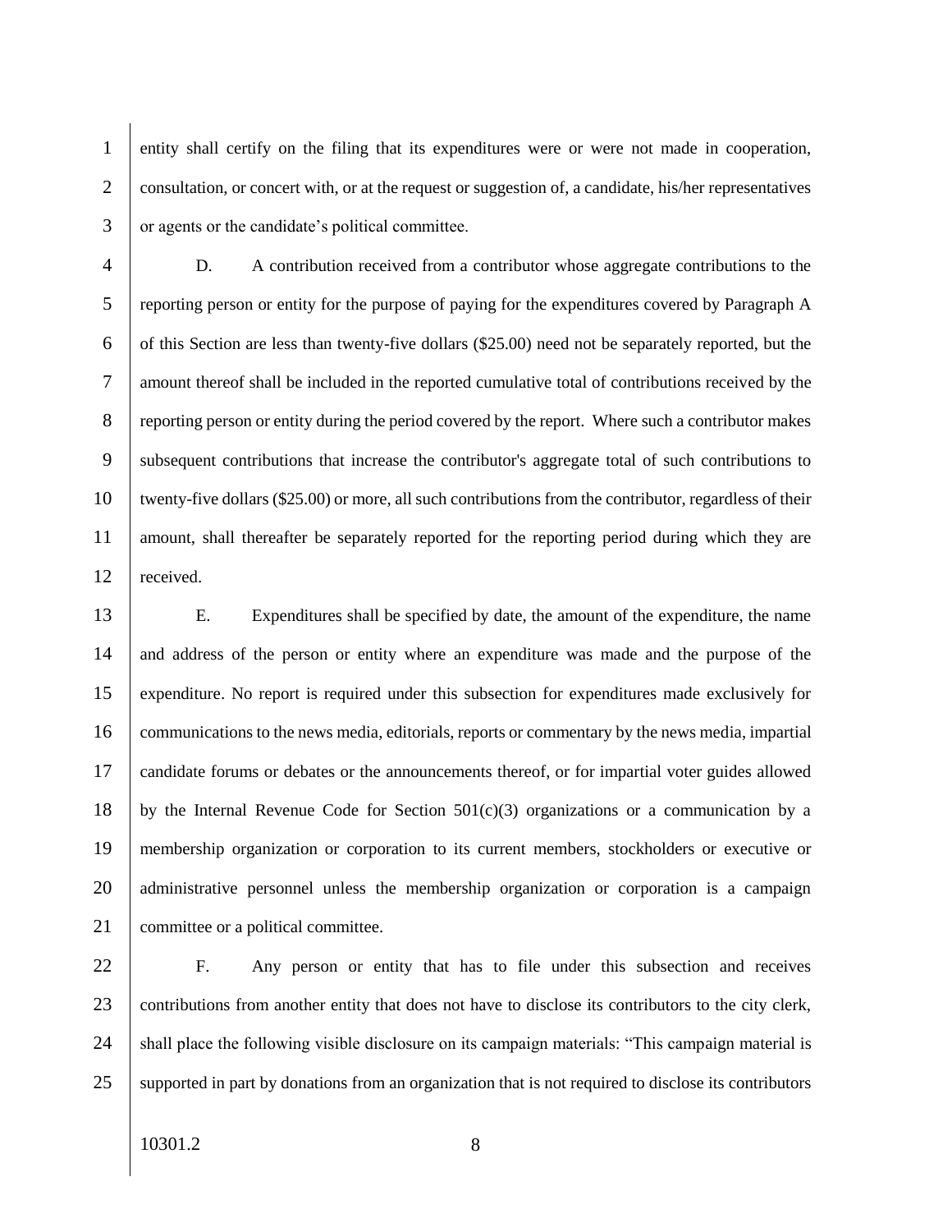entity shall certify on the filing that its expenditures were or were not made in cooperation, consultation, or concert with, or at the request or suggestion of, a candidate, his/her representatives or agents or the candidate's political committee.

D. A contribution received from a contributor whose aggregate contributions to the reporting person or entity for the purpose of paying for the expenditures covered by Paragraph A of this Section are less than twenty-five dollars ($25.00) need not be separately reported, but the amount thereof shall be included in the reported cumulative total of contributions received by the reporting person or entity during the period covered by the report. Where such a contributor makes subsequent contributions that increase the contributor's aggregate total of such contributions to twenty-five dollars ($25.00) or more, all such contributions from the contributor, regardless of their amount, shall thereafter be separately reported for the reporting period during which they are received.

E. Expenditures shall be specified by date, the amount of the expenditure, the name and address of the person or entity where an expenditure was made and the purpose of the expenditure. No report is required under this subsection for expenditures made exclusively for communications to the news media, editorials, reports or commentary by the news media, impartial candidate forums or debates or the announcements thereof, or for impartial voter guides allowed by the Internal Revenue Code for Section 501(c)(3) organizations or a communication by a membership organization or corporation to its current members, stockholders or executive or administrative personnel unless the membership organization or corporation is a campaign committee or a political committee.

F. Any person or entity that has to file under this subsection and receives contributions from another entity that does not have to disclose its contributors to the city clerk, shall place the following visible disclosure on its campaign materials: "This campaign material is supported in part by donations from an organization that is not required to disclose its contributors

10301.2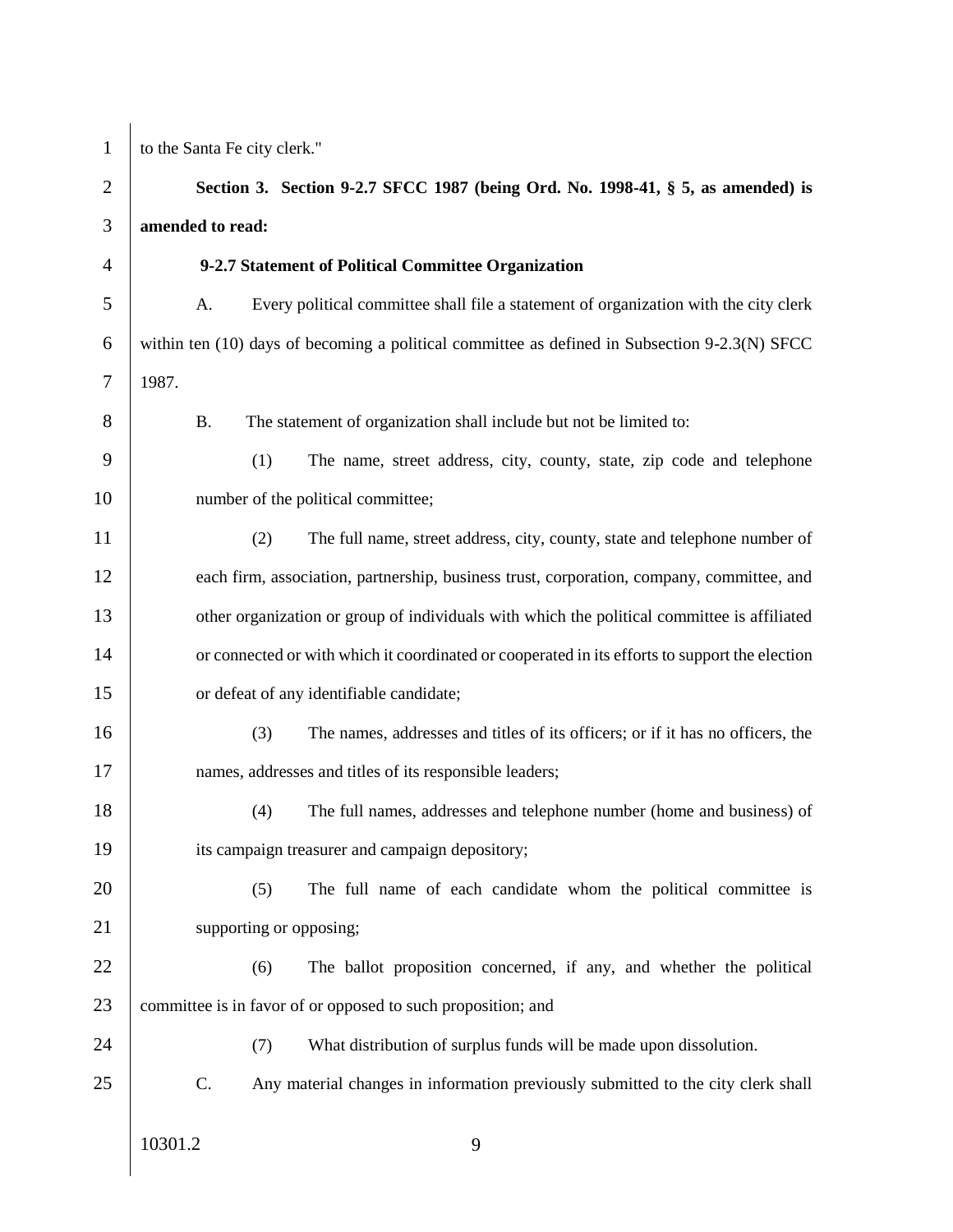to the Santa Fe city clerk."

**Section 3. Section 9-2.7 SFCC 1987 (being Ord. No. 1998-41, § 5, as amended) is amended to read:**

**9-2.7 Statement of Political Committee Organization**

A. Every political committee shall file a statement of organization with the city clerk within ten (10) days of becoming a political committee as defined in Subsection 9-2.3(N) SFCC 1987.

B. The statement of organization shall include but not be limited to:

(1) The name, street address, city, county, state, zip code and telephone number of the political committee;

(2) The full name, street address, city, county, state and telephone number of each firm, association, partnership, business trust, corporation, company, committee, and other organization or group of individuals with which the political committee is affiliated or connected or with which it coordinated or cooperated in its efforts to support the election or defeat of any identifiable candidate;

(3) The names, addresses and titles of its officers; or if it has no officers, the names, addresses and titles of its responsible leaders;

(4) The full names, addresses and telephone number (home and business) of its campaign treasurer and campaign depository;

(5) The full name of each candidate whom the political committee is supporting or opposing;

(6) The ballot proposition concerned, if any, and whether the political committee is in favor of or opposed to such proposition; and

(7) What distribution of surplus funds will be made upon dissolution.

C. Any material changes in information previously submitted to the city clerk shall

10301.2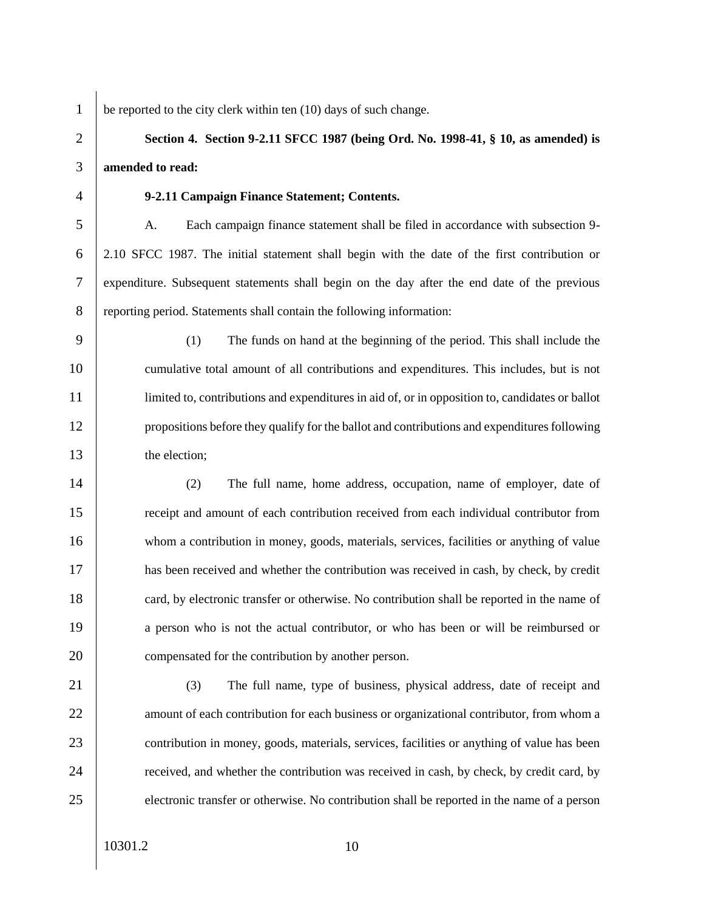be reported to the city clerk within ten (10) days of such change.

**Section 4. Section 9-2.11 SFCC 1987 (being Ord. No. 1998-41, § 10, as amended) is amended to read:**

**9-2.11 Campaign Finance Statement; Contents.**

A. Each campaign finance statement shall be filed in accordance with subsection 9-2.10 SFCC 1987. The initial statement shall begin with the date of the first contribution or expenditure. Subsequent statements shall begin on the day after the end date of the previous reporting period. Statements shall contain the following information:

(1) The funds on hand at the beginning of the period. This shall include the cumulative total amount of all contributions and expenditures. This includes, but is not limited to, contributions and expenditures in aid of, or in opposition to, candidates or ballot propositions before they qualify for the ballot and contributions and expenditures following the election;

(2) The full name, home address, occupation, name of employer, date of receipt and amount of each contribution received from each individual contributor from whom a contribution in money, goods, materials, services, facilities or anything of value has been received and whether the contribution was received in cash, by check, by credit card, by electronic transfer or otherwise. No contribution shall be reported in the name of a person who is not the actual contributor, or who has been or will be reimbursed or compensated for the contribution by another person.

(3) The full name, type of business, physical address, date of receipt and amount of each contribution for each business or organizational contributor, from whom a contribution in money, goods, materials, services, facilities or anything of value has been received, and whether the contribution was received in cash, by check, by credit card, by electronic transfer or otherwise. No contribution shall be reported in the name of a person

10301.2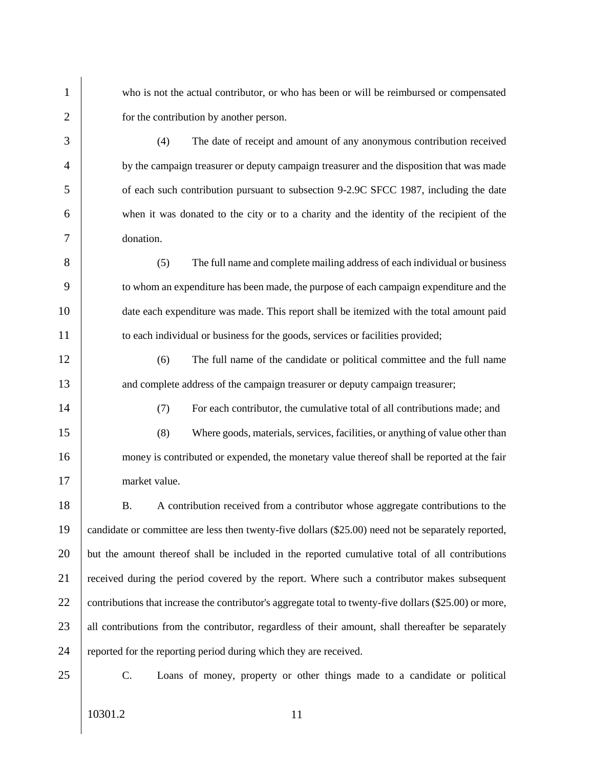who is not the actual contributor, or who has been or will be reimbursed or compensated for the contribution by another person.

(4) The date of receipt and amount of any anonymous contribution received by the campaign treasurer or deputy campaign treasurer and the disposition that was made of each such contribution pursuant to subsection 9-2.9C SFCC 1987, including the date when it was donated to the city or to a charity and the identity of the recipient of the donation.

(5) The full name and complete mailing address of each individual or business to whom an expenditure has been made, the purpose of each campaign expenditure and the date each expenditure was made. This report shall be itemized with the total amount paid to each individual or business for the goods, services or facilities provided;

(6) The full name of the candidate or political committee and the full name and complete address of the campaign treasurer or deputy campaign treasurer;

(7) For each contributor, the cumulative total of all contributions made; and

(8) Where goods, materials, services, facilities, or anything of value other than money is contributed or expended, the monetary value thereof shall be reported at the fair market value.

B. A contribution received from a contributor whose aggregate contributions to the candidate or committee are less then twenty-five dollars ($25.00) need not be separately reported, but the amount thereof shall be included in the reported cumulative total of all contributions received during the period covered by the report. Where such a contributor makes subsequent contributions that increase the contributor's aggregate total to twenty-five dollars ($25.00) or more, all contributions from the contributor, regardless of their amount, shall thereafter be separately reported for the reporting period during which they are received.

C. Loans of money, property or other things made to a candidate or political

10301.2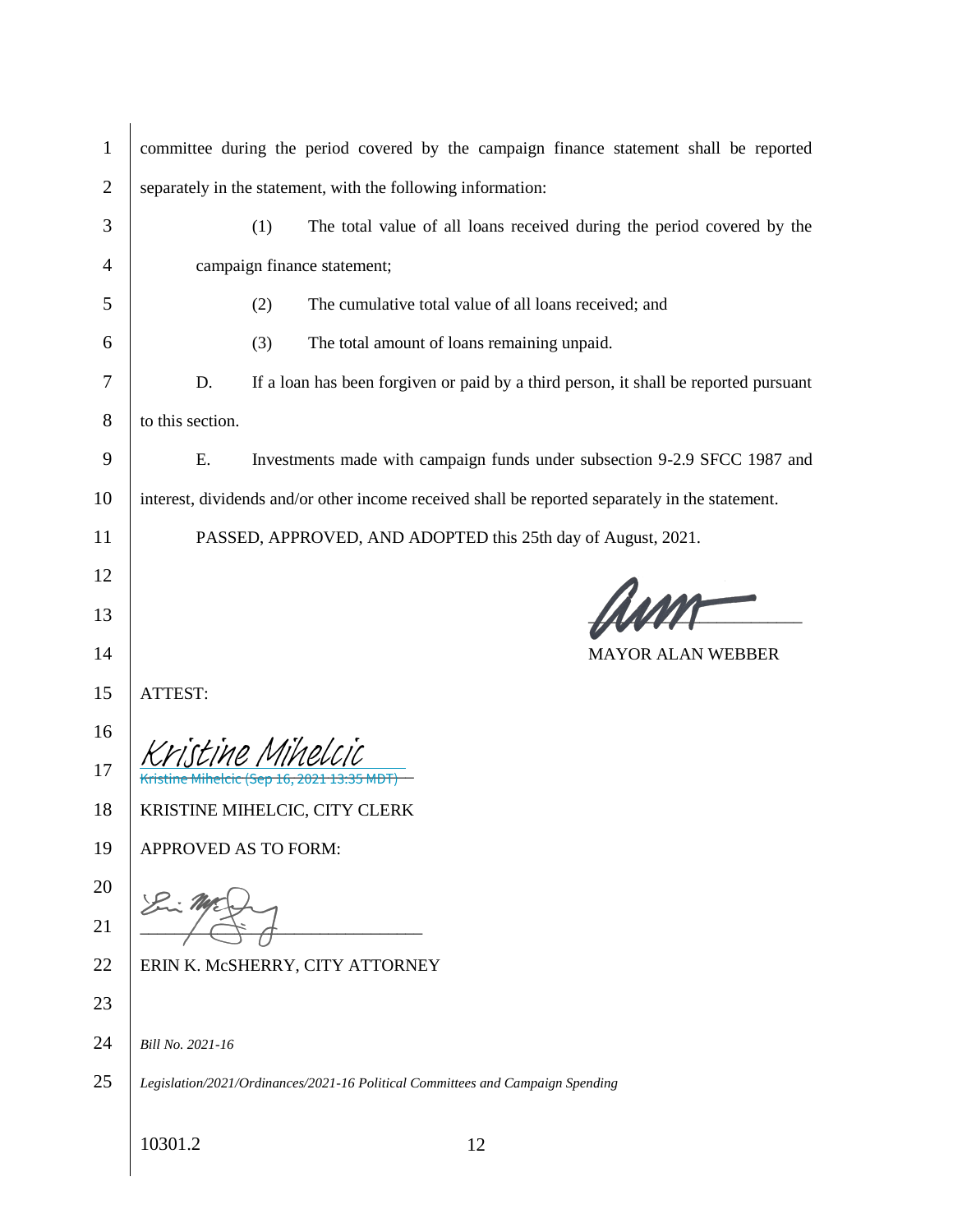committee during the period covered by the campaign finance statement shall be reported separately in the statement, with the following information:

(1) The total value of all loans received during the period covered by the campaign finance statement;

(2) The cumulative total value of all loans received; and

(3) The total amount of loans remaining unpaid.

D. If a loan has been forgiven or paid by a third person, it shall be reported pursuant to this section.

E. Investments made with campaign funds under subsection 9-2.9 SFCC 1987 and interest, dividends and/or other income received shall be reported separately in the statement.

PASSED, APPROVED, AND ADOPTED this 25th day of August, 2021.

MAYOR ALAN WEBBER

ATTEST:

Kristine Mihelcic
Kristine Mihelcic (Sep 16, 2021 13:35 MDT)

KRISTINE MIHELCIC, CITY CLERK

APPROVED AS TO FORM:

ERIN K. McSHERRY, CITY ATTORNEY

*Bill No. 2021-16*

*Legislation/2021/Ordinances/2021-16 Political Committees and Campaign Spending*

10301.2